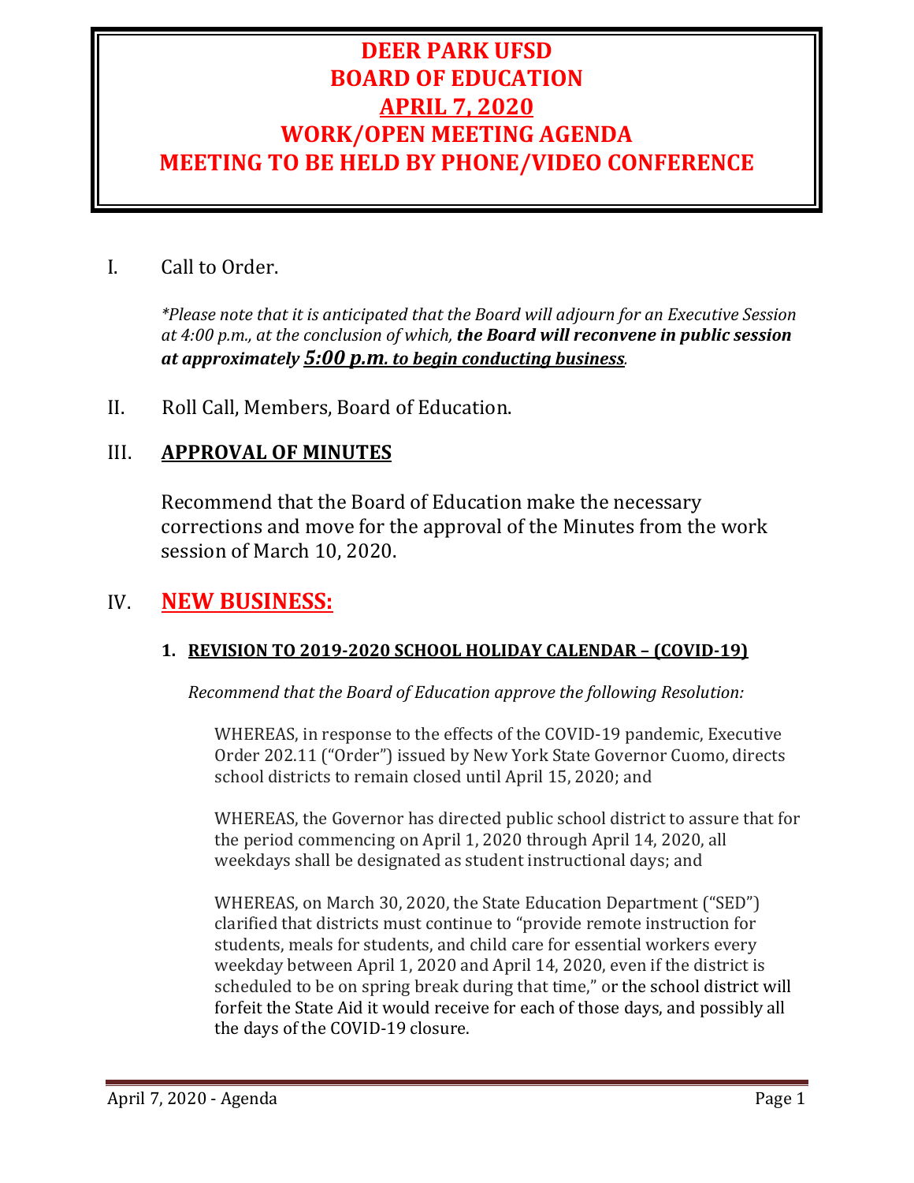# DEER PARK UFSD
# BOARD OF EDUCATION
# APRIL 7, 2020
# WORK/OPEN MEETING AGENDA
# MEETING TO BE HELD BY PHONE/VIDEO CONFERENCE

I. Call to Order.

*\*Please note that it is anticipated that the Board will adjourn for an Executive Session at 4:00 p.m., at the conclusion of which,* ***the Board will reconvene in public session at approximately 5:00 p.m. to begin conducting business****.*

II. Roll Call, Members, Board of Education.

## III. APPROVAL OF MINUTES

Recommend that the Board of Education make the necessary corrections and move for the approval of the Minutes from the work session of March 10, 2020.

## IV. NEW BUSINESS:

### 1. REVISION TO 2019-2020 SCHOOL HOLIDAY CALENDAR – (COVID-19)

*Recommend that the Board of Education approve the following Resolution:*

WHEREAS, in response to the effects of the COVID-19 pandemic, Executive Order 202.11 ("Order") issued by New York State Governor Cuomo, directs school districts to remain closed until April 15, 2020; and

WHEREAS, the Governor has directed public school district to assure that for the period commencing on April 1, 2020 through April 14, 2020, all weekdays shall be designated as student instructional days; and

WHEREAS, on March 30, 2020, the State Education Department ("SED") clarified that districts must continue to "provide remote instruction for students, meals for students, and child care for essential workers every weekday between April 1, 2020 and April 14, 2020, even if the district is scheduled to be on spring break during that time," or the school district will forfeit the State Aid it would receive for each of those days, and possibly all the days of the COVID-19 closure.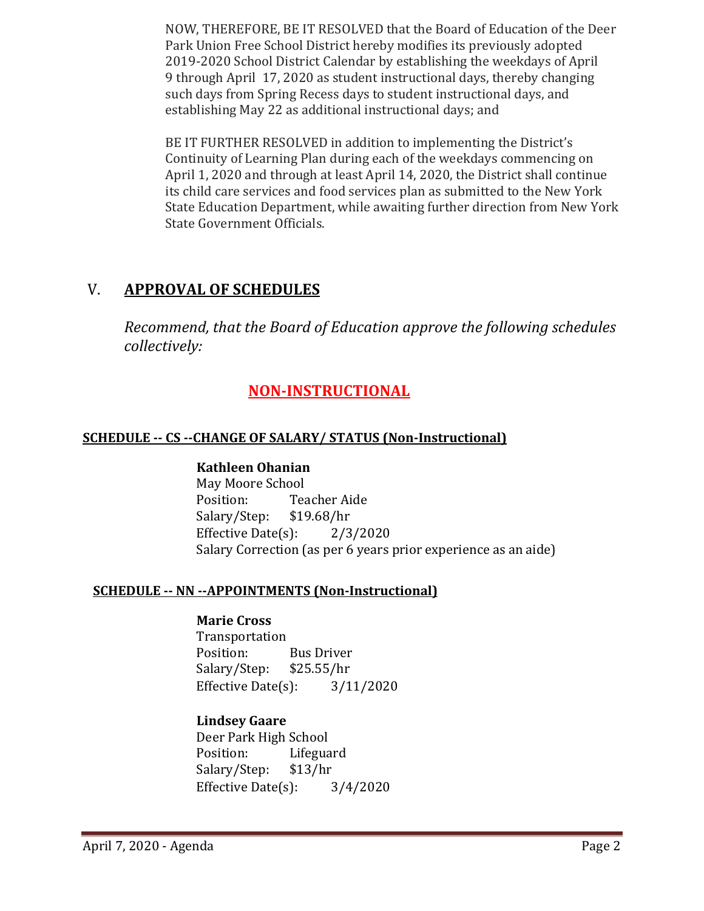NOW, THEREFORE, BE IT RESOLVED that the Board of Education of the Deer Park Union Free School District hereby modifies its previously adopted 2019-2020 School District Calendar by establishing the weekdays of April 9 through April 17, 2020 as student instructional days, thereby changing such days from Spring Recess days to student instructional days, and establishing May 22 as additional instructional days; and

BE IT FURTHER RESOLVED in addition to implementing the District's Continuity of Learning Plan during each of the weekdays commencing on April 1, 2020 and through at least April 14, 2020, the District shall continue its child care services and food services plan as submitted to the New York State Education Department, while awaiting further direction from New York State Government Officials.

## V. APPROVAL OF SCHEDULES

*Recommend, that the Board of Education approve the following schedules collectively:*

## NON-INSTRUCTIONAL

### SCHEDULE -- CS --CHANGE OF SALARY/ STATUS (Non-Instructional)

**Kathleen Ohanian**
May Moore School
Position: Teacher Aide
Salary/Step: $19.68/hr
Effective Date(s): 2/3/2020
Salary Correction (as per 6 years prior experience as an aide)

### SCHEDULE -- NN --APPOINTMENTS (Non-Instructional)

**Marie Cross**
Transportation
Position: Bus Driver
Salary/Step: $25.55/hr
Effective Date(s): 3/11/2020

**Lindsey Gaare**
Deer Park High School
Position: Lifeguard
Salary/Step: $13/hr
Effective Date(s): 3/4/2020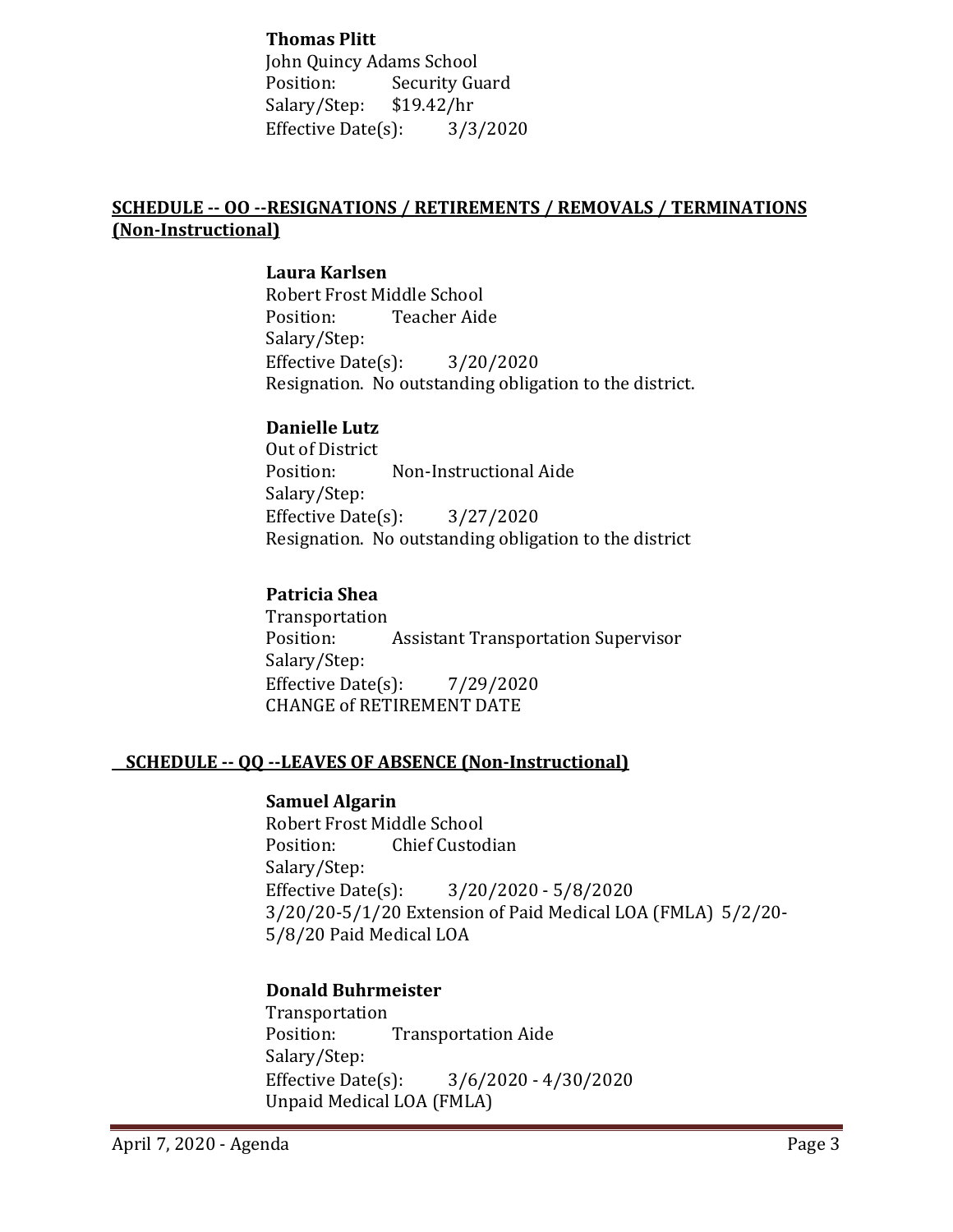**Thomas Plitt**
John Quincy Adams School
Position: Security Guard
Salary/Step: $19.42/hr
Effective Date(s): 3/3/2020

## SCHEDULE -- OO --RESIGNATIONS / RETIREMENTS / REMOVALS / TERMINATIONS (Non-Instructional)

**Laura Karlsen**
Robert Frost Middle School
Position: Teacher Aide
Salary/Step:
Effective Date(s): 3/20/2020
Resignation. No outstanding obligation to the district.

**Danielle Lutz**
Out of District
Position: Non-Instructional Aide
Salary/Step:
Effective Date(s): 3/27/2020
Resignation. No outstanding obligation to the district

**Patricia Shea**
Transportation
Position: Assistant Transportation Supervisor
Salary/Step:
Effective Date(s): 7/29/2020
CHANGE of RETIREMENT DATE

## SCHEDULE -- QQ --LEAVES OF ABSENCE (Non-Instructional)

**Samuel Algarin**
Robert Frost Middle School
Position: Chief Custodian
Salary/Step:
Effective Date(s): 3/20/2020 - 5/8/2020
3/20/20-5/1/20 Extension of Paid Medical LOA (FMLA) 5/2/20-5/8/20 Paid Medical LOA

**Donald Buhrmeister**
Transportation
Position: Transportation Aide
Salary/Step:
Effective Date(s): 3/6/2020 - 4/30/2020
Unpaid Medical LOA (FMLA)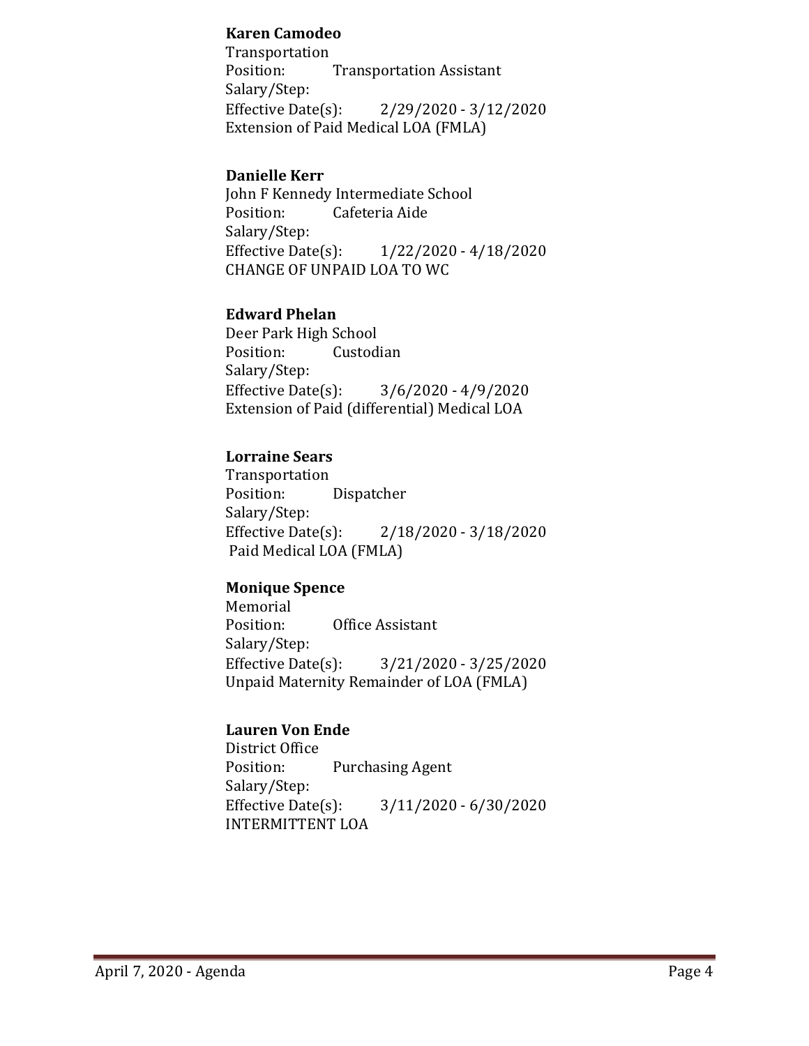**Karen Camodeo**
Transportation
Position: Transportation Assistant
Salary/Step:
Effective Date(s): 2/29/2020 - 3/12/2020
Extension of Paid Medical LOA (FMLA)

**Danielle Kerr**
John F Kennedy Intermediate School
Position: Cafeteria Aide
Salary/Step:
Effective Date(s): 1/22/2020 - 4/18/2020
CHANGE OF UNPAID LOA TO WC

**Edward Phelan**
Deer Park High School
Position: Custodian
Salary/Step:
Effective Date(s): 3/6/2020 - 4/9/2020
Extension of Paid (differential) Medical LOA

**Lorraine Sears**
Transportation
Position: Dispatcher
Salary/Step:
Effective Date(s): 2/18/2020 - 3/18/2020
Paid Medical LOA (FMLA)

**Monique Spence**
Memorial
Position: Office Assistant
Salary/Step:
Effective Date(s): 3/21/2020 - 3/25/2020
Unpaid Maternity Remainder of LOA (FMLA)

**Lauren Von Ende**
District Office
Position: Purchasing Agent
Salary/Step:
Effective Date(s): 3/11/2020 - 6/30/2020
INTERMITTENT LOA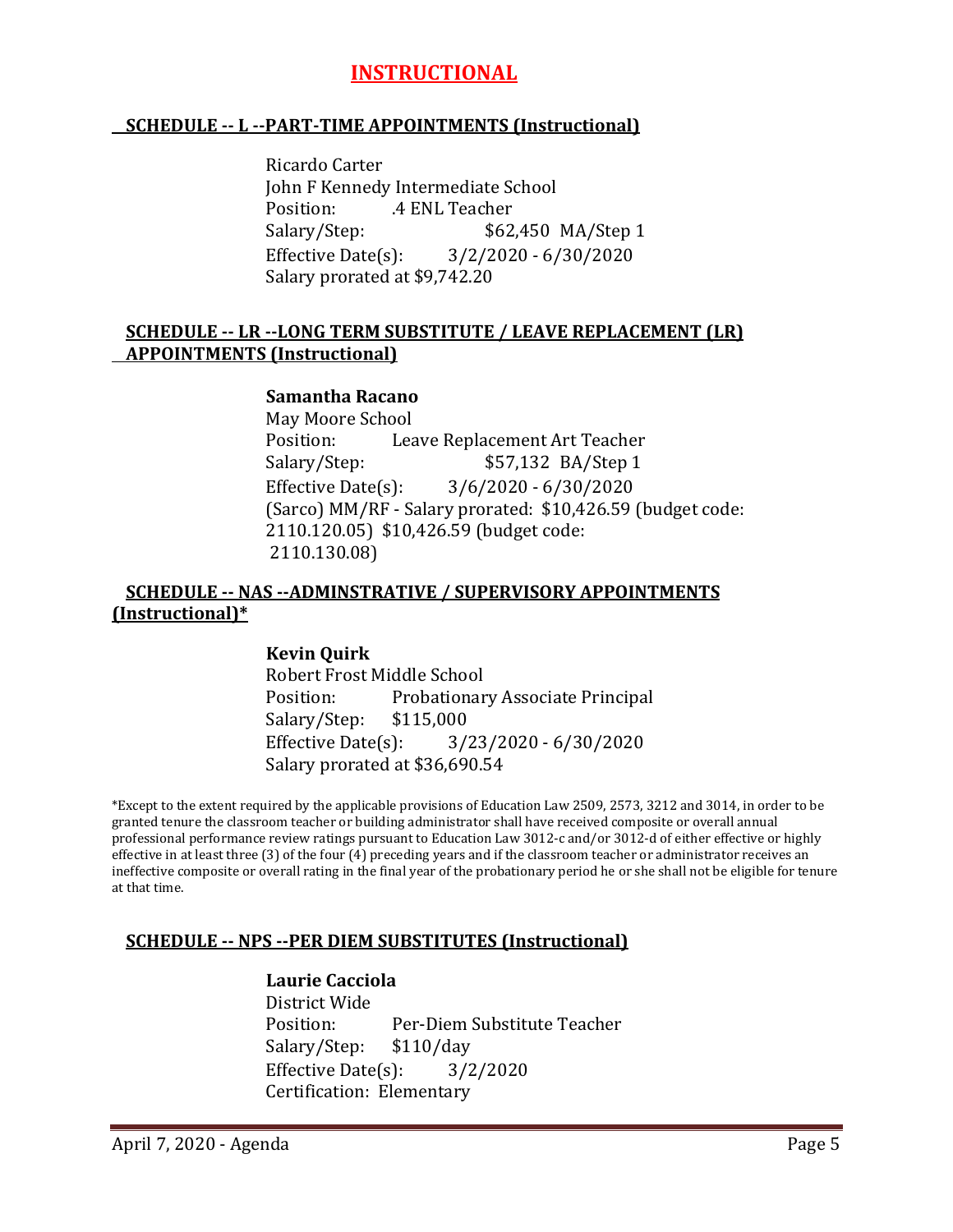# INSTRUCTIONAL

## SCHEDULE -- L --PART-TIME APPOINTMENTS (Instructional)

Ricardo Carter
John F Kennedy Intermediate School
Position: .4 ENL Teacher
Salary/Step: $62,450 MA/Step 1
Effective Date(s): 3/2/2020 - 6/30/2020
Salary prorated at $9,742.20

## SCHEDULE -- LR --LONG TERM SUBSTITUTE / LEAVE REPLACEMENT (LR) APPOINTMENTS (Instructional)

**Samantha Racano**
May Moore School
Position: Leave Replacement Art Teacher
Salary/Step: $57,132 BA/Step 1
Effective Date(s): 3/6/2020 - 6/30/2020
(Sarco) MM/RF - Salary prorated: $10,426.59 (budget code: 2110.120.05) $10,426.59 (budget code: 2110.130.08)

## SCHEDULE -- NAS --ADMINSTRATIVE / SUPERVISORY APPOINTMENTS (Instructional)*

**Kevin Quirk**
Robert Frost Middle School
Position: Probationary Associate Principal
Salary/Step: $115,000
Effective Date(s): 3/23/2020 - 6/30/2020
Salary prorated at $36,690.54

*Except to the extent required by the applicable provisions of Education Law 2509, 2573, 3212 and 3014, in order to be granted tenure the classroom teacher or building administrator shall have received composite or overall annual professional performance review ratings pursuant to Education Law 3012-c and/or 3012-d of either effective or highly effective in at least three (3) of the four (4) preceding years and if the classroom teacher or administrator receives an ineffective composite or overall rating in the final year of the probationary period he or she shall not be eligible for tenure at that time.

## SCHEDULE -- NPS --PER DIEM SUBSTITUTES (Instructional)

**Laurie Cacciola**
District Wide
Position: Per-Diem Substitute Teacher
Salary/Step: $110/day
Effective Date(s): 3/2/2020
Certification: Elementary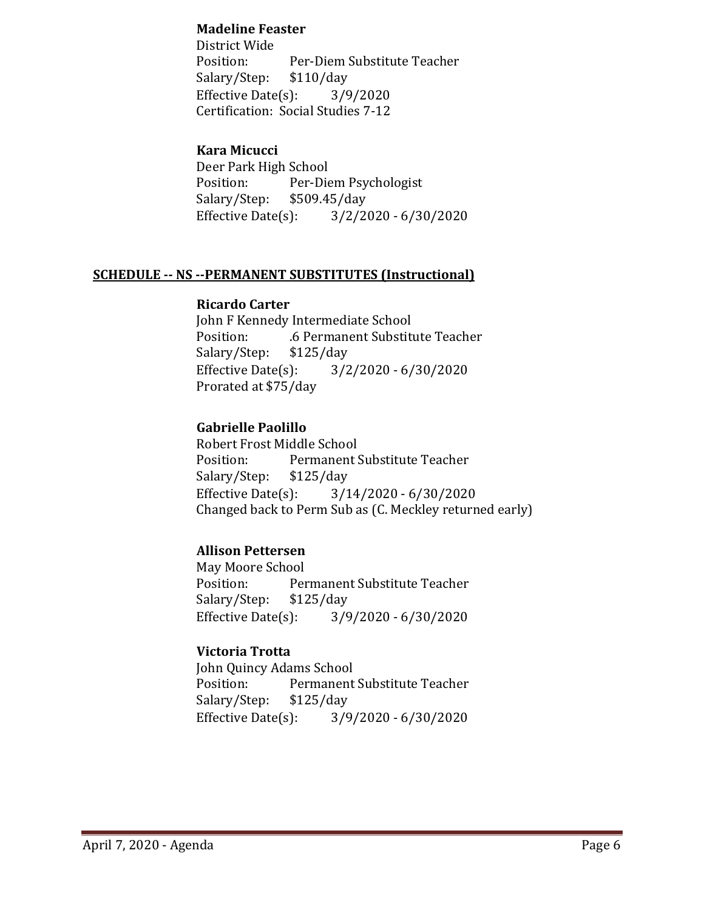**Madeline Feaster**
District Wide
Position: Per-Diem Substitute Teacher
Salary/Step: $110/day
Effective Date(s): 3/9/2020
Certification: Social Studies 7-12

**Kara Micucci**
Deer Park High School
Position: Per-Diem Psychologist
Salary/Step: $509.45/day
Effective Date(s): 3/2/2020 - 6/30/2020

**SCHEDULE -- NS --PERMANENT SUBSTITUTES (Instructional)**

**Ricardo Carter**
John F Kennedy Intermediate School
Position: .6 Permanent Substitute Teacher
Salary/Step: $125/day
Effective Date(s): 3/2/2020 - 6/30/2020
Prorated at $75/day

**Gabrielle Paolillo**
Robert Frost Middle School
Position: Permanent Substitute Teacher
Salary/Step: $125/day
Effective Date(s): 3/14/2020 - 6/30/2020
Changed back to Perm Sub as (C. Meckley returned early)

**Allison Pettersen**
May Moore School
Position: Permanent Substitute Teacher
Salary/Step: $125/day
Effective Date(s): 3/9/2020 - 6/30/2020

**Victoria Trotta**
John Quincy Adams School
Position: Permanent Substitute Teacher
Salary/Step: $125/day
Effective Date(s): 3/9/2020 - 6/30/2020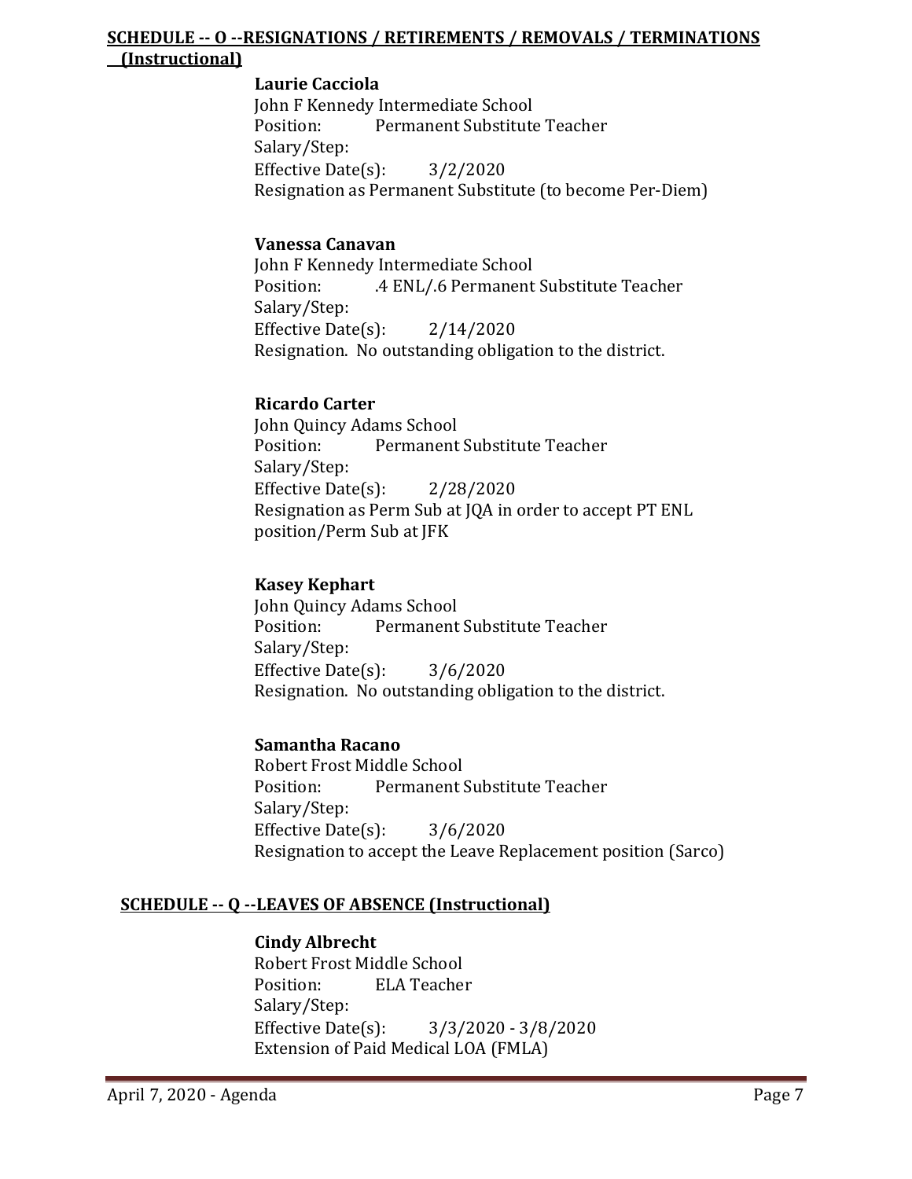## SCHEDULE -- O --RESIGNATIONS / RETIREMENTS / REMOVALS / TERMINATIONS (Instructional)

**Laurie Cacciola**
John F Kennedy Intermediate School
Position: Permanent Substitute Teacher
Salary/Step:
Effective Date(s): 3/2/2020
Resignation as Permanent Substitute (to become Per-Diem)

**Vanessa Canavan**
John F Kennedy Intermediate School
Position: .4 ENL/.6 Permanent Substitute Teacher
Salary/Step:
Effective Date(s): 2/14/2020
Resignation. No outstanding obligation to the district.

**Ricardo Carter**
John Quincy Adams School
Position: Permanent Substitute Teacher
Salary/Step:
Effective Date(s): 2/28/2020
Resignation as Perm Sub at JQA in order to accept PT ENL position/Perm Sub at JFK

**Kasey Kephart**
John Quincy Adams School
Position: Permanent Substitute Teacher
Salary/Step:
Effective Date(s): 3/6/2020
Resignation. No outstanding obligation to the district.

**Samantha Racano**
Robert Frost Middle School
Position: Permanent Substitute Teacher
Salary/Step:
Effective Date(s): 3/6/2020
Resignation to accept the Leave Replacement position (Sarco)

## SCHEDULE -- Q --LEAVES OF ABSENCE (Instructional)

**Cindy Albrecht**
Robert Frost Middle School
Position: ELA Teacher
Salary/Step:
Effective Date(s): 3/3/2020 - 3/8/2020
Extension of Paid Medical LOA (FMLA)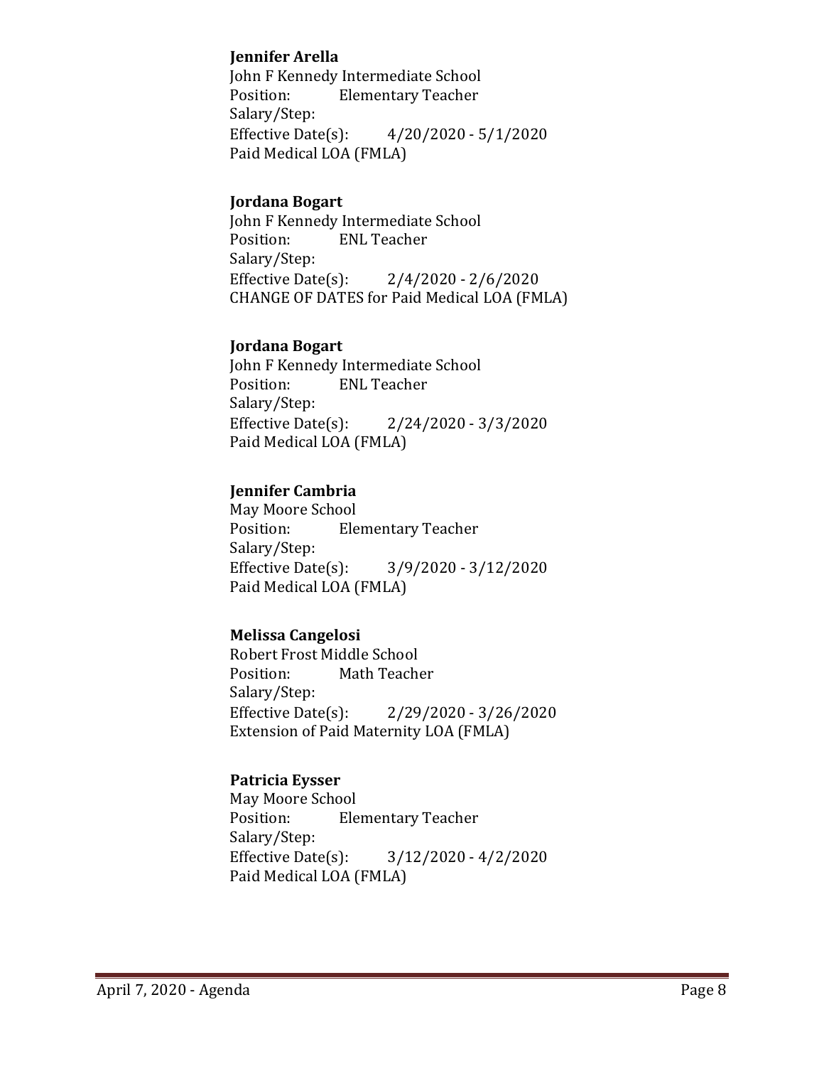**Jennifer Arella**
John F Kennedy Intermediate School
Position: Elementary Teacher
Salary/Step:
Effective Date(s): 4/20/2020 - 5/1/2020
Paid Medical LOA (FMLA)

**Jordana Bogart**
John F Kennedy Intermediate School
Position: ENL Teacher
Salary/Step:
Effective Date(s): 2/4/2020 - 2/6/2020
CHANGE OF DATES for Paid Medical LOA (FMLA)

**Jordana Bogart**
John F Kennedy Intermediate School
Position: ENL Teacher
Salary/Step:
Effective Date(s): 2/24/2020 - 3/3/2020
Paid Medical LOA (FMLA)

**Jennifer Cambria**
May Moore School
Position: Elementary Teacher
Salary/Step:
Effective Date(s): 3/9/2020 - 3/12/2020
Paid Medical LOA (FMLA)

**Melissa Cangelosi**
Robert Frost Middle School
Position: Math Teacher
Salary/Step:
Effective Date(s): 2/29/2020 - 3/26/2020
Extension of Paid Maternity LOA (FMLA)

**Patricia Eysser**
May Moore School
Position: Elementary Teacher
Salary/Step:
Effective Date(s): 3/12/2020 - 4/2/2020
Paid Medical LOA (FMLA)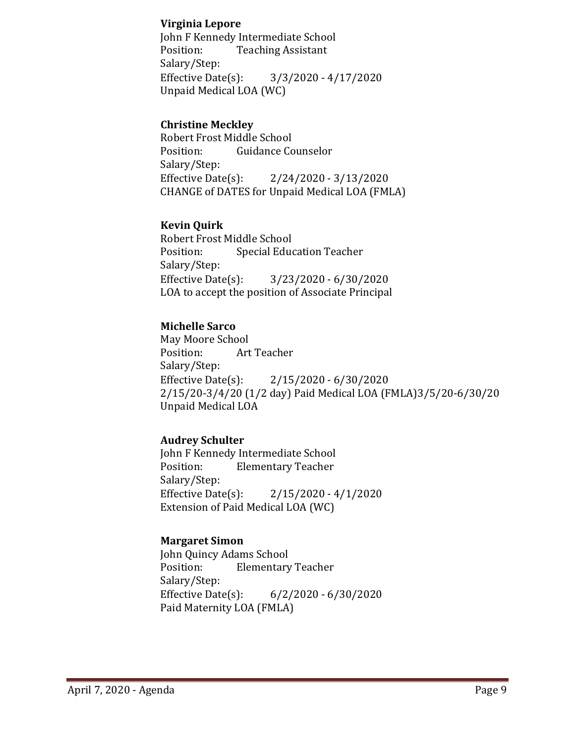**Virginia Lepore**
John F Kennedy Intermediate School
Position: Teaching Assistant
Salary/Step:
Effective Date(s): 3/3/2020 - 4/17/2020
Unpaid Medical LOA (WC)

**Christine Meckley**
Robert Frost Middle School
Position: Guidance Counselor
Salary/Step:
Effective Date(s): 2/24/2020 - 3/13/2020
CHANGE of DATES for Unpaid Medical LOA (FMLA)

**Kevin Quirk**
Robert Frost Middle School
Position: Special Education Teacher
Salary/Step:
Effective Date(s): 3/23/2020 - 6/30/2020
LOA to accept the position of Associate Principal

**Michelle Sarco**
May Moore School
Position: Art Teacher
Salary/Step:
Effective Date(s): 2/15/2020 - 6/30/2020
2/15/20-3/4/20 (1/2 day) Paid Medical LOA (FMLA)3/5/20-6/30/20 Unpaid Medical LOA

**Audrey Schulter**
John F Kennedy Intermediate School
Position: Elementary Teacher
Salary/Step:
Effective Date(s): 2/15/2020 - 4/1/2020
Extension of Paid Medical LOA (WC)

**Margaret Simon**
John Quincy Adams School
Position: Elementary Teacher
Salary/Step:
Effective Date(s): 6/2/2020 - 6/30/2020
Paid Maternity LOA (FMLA)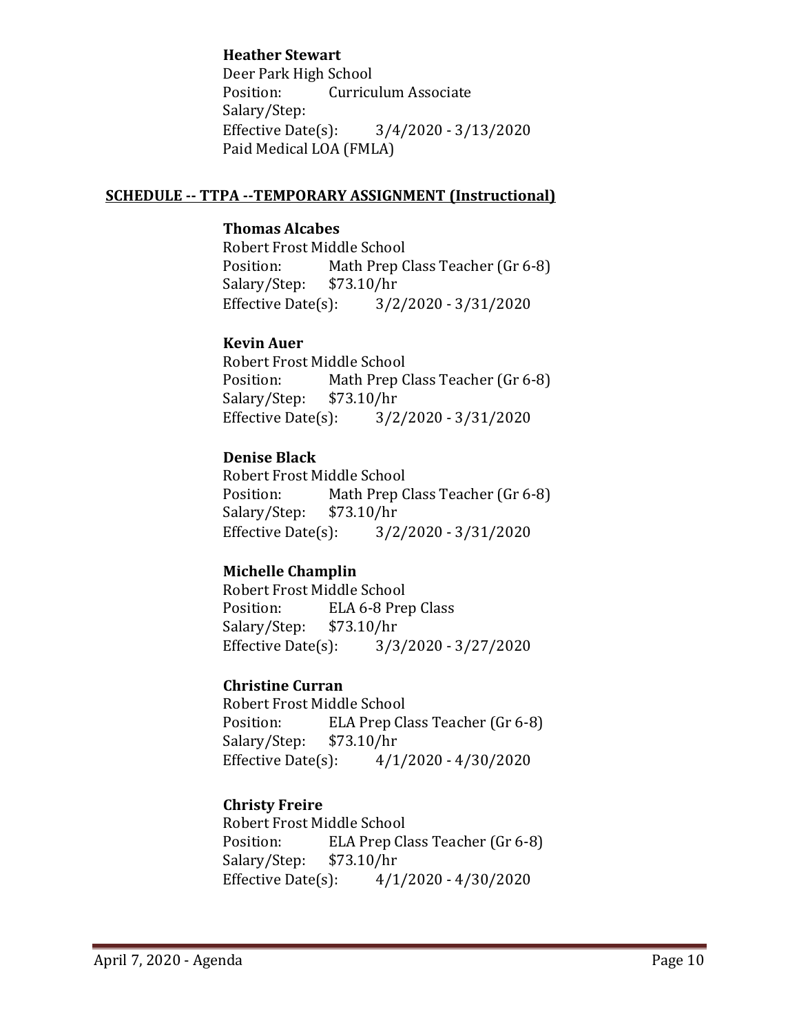**Heather Stewart**
Deer Park High School
Position: Curriculum Associate
Salary/Step:
Effective Date(s): 3/4/2020 - 3/13/2020
Paid Medical LOA (FMLA)

## SCHEDULE -- TTPA --TEMPORARY ASSIGNMENT (Instructional)

**Thomas Alcabes**
Robert Frost Middle School
Position: Math Prep Class Teacher (Gr 6-8)
Salary/Step: $73.10/hr
Effective Date(s): 3/2/2020 - 3/31/2020

**Kevin Auer**
Robert Frost Middle School
Position: Math Prep Class Teacher (Gr 6-8)
Salary/Step: $73.10/hr
Effective Date(s): 3/2/2020 - 3/31/2020

**Denise Black**
Robert Frost Middle School
Position: Math Prep Class Teacher (Gr 6-8)
Salary/Step: $73.10/hr
Effective Date(s): 3/2/2020 - 3/31/2020

**Michelle Champlin**
Robert Frost Middle School
Position: ELA 6-8 Prep Class
Salary/Step: $73.10/hr
Effective Date(s): 3/3/2020 - 3/27/2020

**Christine Curran**
Robert Frost Middle School
Position: ELA Prep Class Teacher (Gr 6-8)
Salary/Step: $73.10/hr
Effective Date(s): 4/1/2020 - 4/30/2020

**Christy Freire**
Robert Frost Middle School
Position: ELA Prep Class Teacher (Gr 6-8)
Salary/Step: $73.10/hr
Effective Date(s): 4/1/2020 - 4/30/2020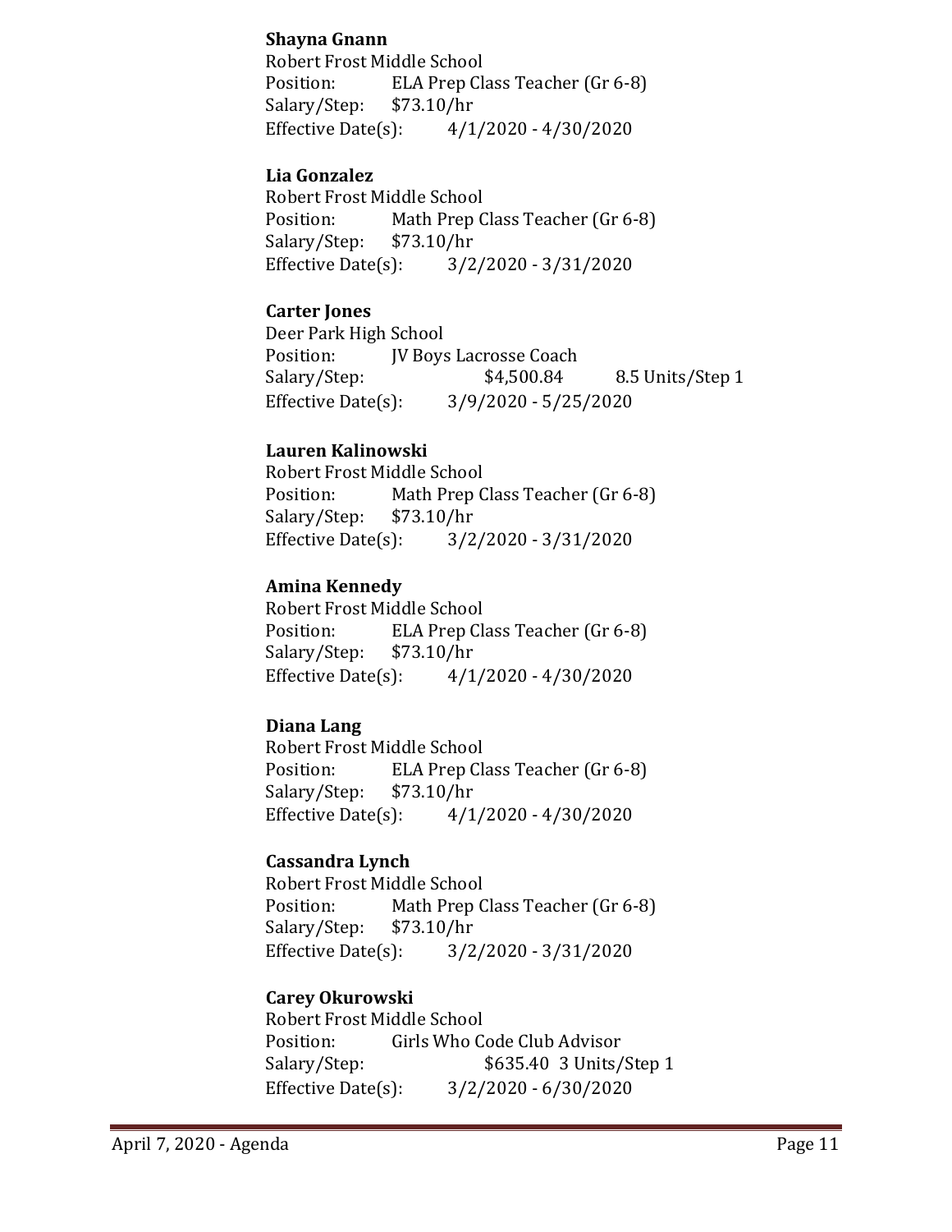**Shayna Gnann**
Robert Frost Middle School
Position: ELA Prep Class Teacher (Gr 6-8)
Salary/Step: $73.10/hr
Effective Date(s): 4/1/2020 - 4/30/2020

**Lia Gonzalez**
Robert Frost Middle School
Position: Math Prep Class Teacher (Gr 6-8)
Salary/Step: $73.10/hr
Effective Date(s): 3/2/2020 - 3/31/2020

**Carter Jones**
Deer Park High School
Position: JV Boys Lacrosse Coach
Salary/Step: $4,500.84 8.5 Units/Step 1
Effective Date(s): 3/9/2020 - 5/25/2020

**Lauren Kalinowski**
Robert Frost Middle School
Position: Math Prep Class Teacher (Gr 6-8)
Salary/Step: $73.10/hr
Effective Date(s): 3/2/2020 - 3/31/2020

**Amina Kennedy**
Robert Frost Middle School
Position: ELA Prep Class Teacher (Gr 6-8)
Salary/Step: $73.10/hr
Effective Date(s): 4/1/2020 - 4/30/2020

**Diana Lang**
Robert Frost Middle School
Position: ELA Prep Class Teacher (Gr 6-8)
Salary/Step: $73.10/hr
Effective Date(s): 4/1/2020 - 4/30/2020

**Cassandra Lynch**
Robert Frost Middle School
Position: Math Prep Class Teacher (Gr 6-8)
Salary/Step: $73.10/hr
Effective Date(s): 3/2/2020 - 3/31/2020

**Carey Okurowski**
Robert Frost Middle School
Position: Girls Who Code Club Advisor
Salary/Step: $635.40 3 Units/Step 1
Effective Date(s): 3/2/2020 - 6/30/2020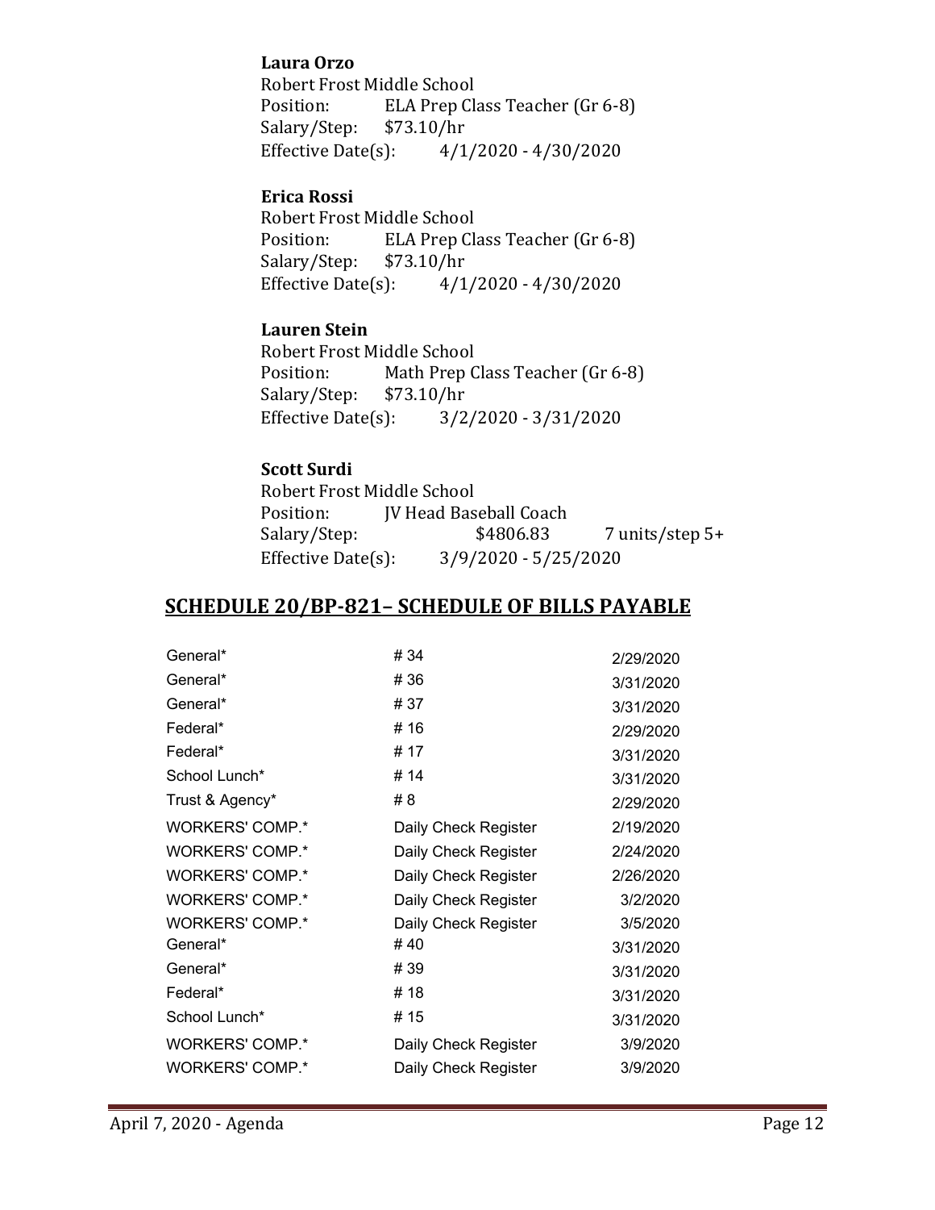**Laura Orzo**
Robert Frost Middle School
Position: ELA Prep Class Teacher (Gr 6-8)
Salary/Step: $73.10/hr
Effective Date(s): 4/1/2020 - 4/30/2020

**Erica Rossi**
Robert Frost Middle School
Position: ELA Prep Class Teacher (Gr 6-8)
Salary/Step: $73.10/hr
Effective Date(s): 4/1/2020 - 4/30/2020

**Lauren Stein**
Robert Frost Middle School
Position: Math Prep Class Teacher (Gr 6-8)
Salary/Step: $73.10/hr
Effective Date(s): 3/2/2020 - 3/31/2020

**Scott Surdi**
Robert Frost Middle School
Position: JV Head Baseball Coach
Salary/Step: $4806.83 7 units/step 5+
Effective Date(s): 3/9/2020 - 5/25/2020

## SCHEDULE 20/BP-821– SCHEDULE OF BILLS PAYABLE

| | | |
|---|---|---|
| General* | # 34 | 2/29/2020 |
| General* | # 36 | 3/31/2020 |
| General* | # 37 | 3/31/2020 |
| Federal* | # 16 | 2/29/2020 |
| Federal* | # 17 | 3/31/2020 |
| School Lunch* | # 14 | 3/31/2020 |
| Trust & Agency* | # 8 | 2/29/2020 |
| WORKERS' COMP.* | Daily Check Register | 2/19/2020 |
| WORKERS' COMP.* | Daily Check Register | 2/24/2020 |
| WORKERS' COMP.* | Daily Check Register | 2/26/2020 |
| WORKERS' COMP.* | Daily Check Register | 3/2/2020 |
| WORKERS' COMP.* | Daily Check Register | 3/5/2020 |
| General* | # 40 | 3/31/2020 |
| General* | # 39 | 3/31/2020 |
| Federal* | # 18 | 3/31/2020 |
| School Lunch* | # 15 | 3/31/2020 |
| WORKERS' COMP.* | Daily Check Register | 3/9/2020 |
| WORKERS' COMP.* | Daily Check Register | 3/9/2020 |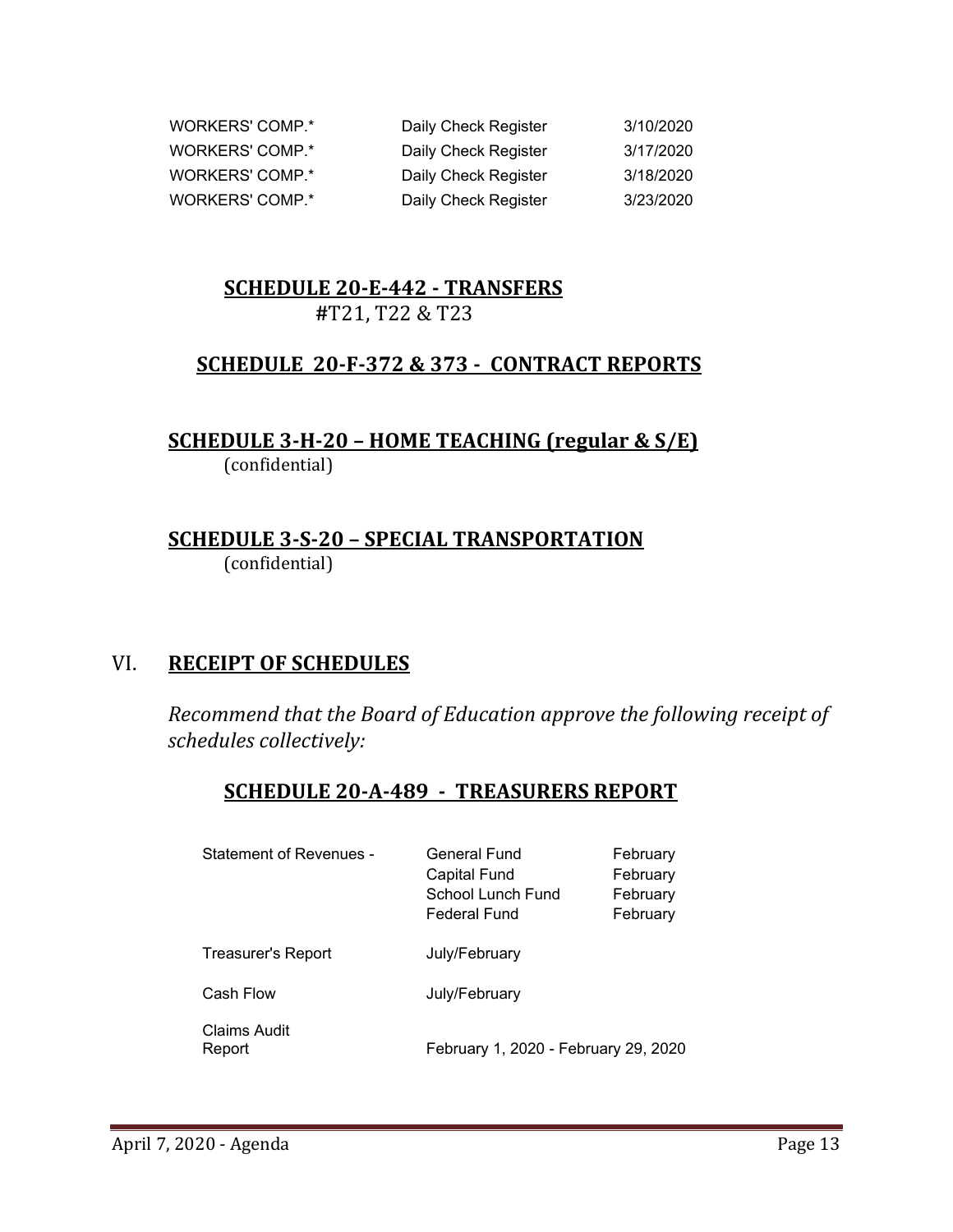| | | |
|---|---|---|
| WORKERS' COMP.* | Daily Check Register | 3/10/2020 |
| WORKERS' COMP.* | Daily Check Register | 3/17/2020 |
| WORKERS' COMP.* | Daily Check Register | 3/18/2020 |
| WORKERS' COMP.* | Daily Check Register | 3/23/2020 |

### SCHEDULE 20-E-442 - TRANSFERS

#T21, T22 & T23

### SCHEDULE 20-F-372 & 373 - CONTRACT REPORTS

### SCHEDULE 3-H-20 – HOME TEACHING (regular & S/E)

(confidential)

### SCHEDULE 3-S-20 – SPECIAL TRANSPORTATION

(confidential)

## VI. RECEIPT OF SCHEDULES

*Recommend that the Board of Education approve the following receipt of schedules collectively:*

### SCHEDULE 20-A-489 - TREASURERS REPORT

| | | |
|---|---|---|
| Statement of Revenues - | General Fund | February |
| | Capital Fund | February |
| | School Lunch Fund | February |
| | Federal Fund | February |
| Treasurer's Report | July/February | |
| Cash Flow | July/February | |
| Claims Audit Report | February 1, 2020 - February 29, 2020 | |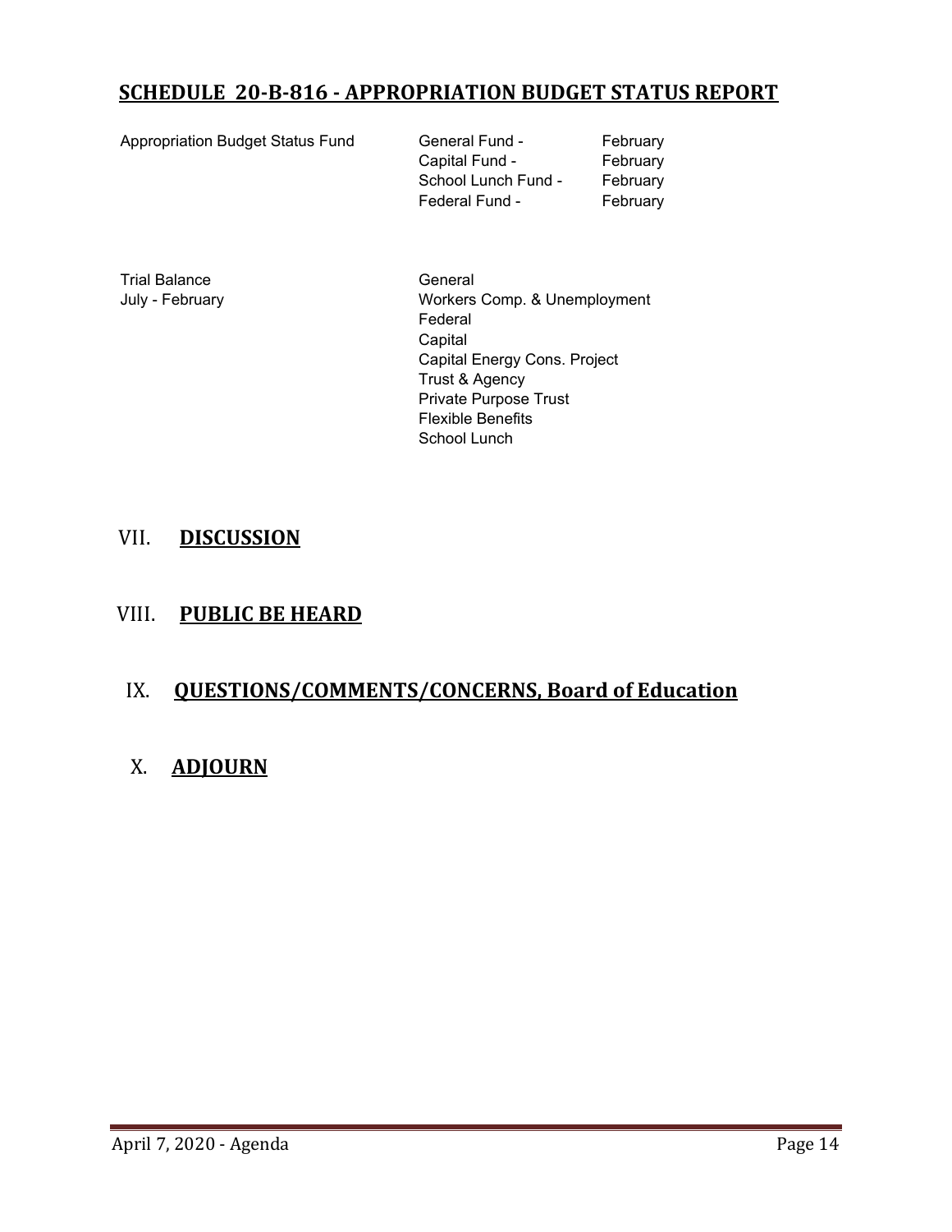## SCHEDULE 20-B-816 - APPROPRIATION BUDGET STATUS REPORT

| | | |
|---|---|---|
| Appropriation Budget Status Fund | General Fund - | February |
| | Capital Fund - | February |
| | School Lunch Fund - | February |
| | Federal Fund - | February |

| | |
|---|---|
| Trial Balance | General |
| July - February | Workers Comp. & Unemployment |
| | Federal |
| | Capital |
| | Capital Energy Cons. Project |
| | Trust & Agency |
| | Private Purpose Trust |
| | Flexible Benefits |
| | School Lunch |

## VII. DISCUSSION

## VIII. PUBLIC BE HEARD

## IX. QUESTIONS/COMMENTS/CONCERNS, Board of Education

## X. ADJOURN